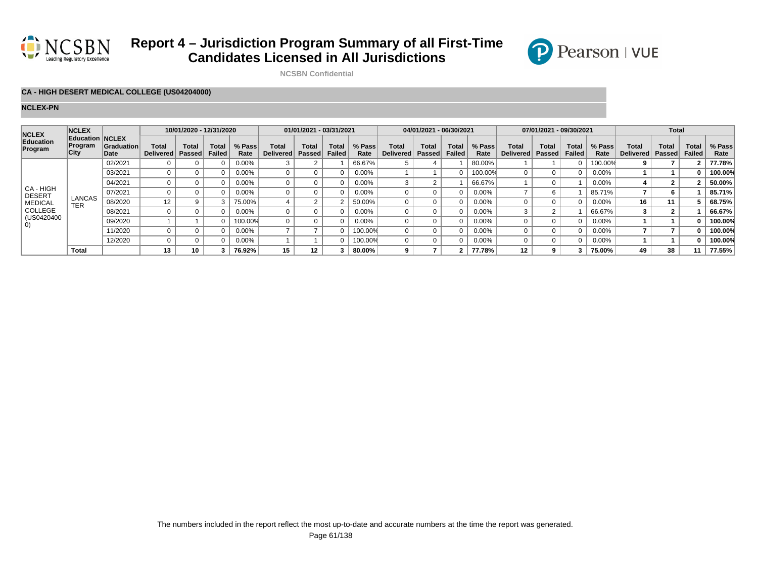# Report 4 – Jurisdiction Program Summary of all First-Time Candidates Licensed in All Jurisdictions

NCSBN Confidential

**CA - HIGH DESERT MEDICAL COLLEGE (US04204000)**

**NCLEX-PN**

| NCLEX Education Program | NCLEX Education Program City | NCLEX Graduation Date | 10/01/2020 - 12/31/2020 | | | | 01/01/2021 - 03/31/2021 | | | | 04/01/2021 - 06/30/2021 | | | | 07/01/2021 - 09/30/2021 | | | | Total | | | |
|---|---|---|---|---|---|---|---|---|---|---|---|---|---|---|---|---|---|---|---|---|---|---|
| | | | Total Delivered | Total Passed | Total Failed | % Pass Rate | Total Delivered | Total Passed | Total Failed | % Pass Rate | Total Delivered | Total Passed | Total Failed | % Pass Rate | Total Delivered | Total Passed | Total Failed | % Pass Rate | Total Delivered | Total Passed | Total Failed | % Pass Rate |
| CA - HIGH DESERT MEDICAL COLLEGE (US04204000) | LANCASTER | 02/2021 | 0 | 0 | 0 | 0.00% | 3 | 2 | 1 | 66.67% | 5 | 4 | 1 | 80.00% | 1 | 1 | 0 | 100.00% | **9** | **7** | **2** | **77.78%** |
| | | 03/2021 | 0 | 0 | 0 | 0.00% | 0 | 0 | 0 | 0.00% | 1 | 1 | 0 | 100.00% | 0 | 0 | 0 | 0.00% | **1** | **1** | **0** | **100.00%** |
| | | 04/2021 | 0 | 0 | 0 | 0.00% | 0 | 0 | 0 | 0.00% | 3 | 2 | 1 | 66.67% | 1 | 0 | 1 | 0.00% | **4** | **2** | **2** | **50.00%** |
| | | 07/2021 | 0 | 0 | 0 | 0.00% | 0 | 0 | 0 | 0.00% | 0 | 0 | 0 | 0.00% | 7 | 6 | 1 | 85.71% | **7** | **6** | **1** | **85.71%** |
| | | 08/2020 | 12 | 9 | 3 | 75.00% | 4 | 2 | 2 | 50.00% | 0 | 0 | 0 | 0.00% | 0 | 0 | 0 | 0.00% | **16** | **11** | **5** | **68.75%** |
| | | 08/2021 | 0 | 0 | 0 | 0.00% | 0 | 0 | 0 | 0.00% | 0 | 0 | 0 | 0.00% | 3 | 2 | 1 | 66.67% | **3** | **2** | **1** | **66.67%** |
| | | 09/2020 | 1 | 1 | 0 | 100.00% | 0 | 0 | 0 | 0.00% | 0 | 0 | 0 | 0.00% | 0 | 0 | 0 | 0.00% | **1** | **1** | **0** | **100.00%** |
| | | 11/2020 | 0 | 0 | 0 | 0.00% | 7 | 7 | 0 | 100.00% | 0 | 0 | 0 | 0.00% | 0 | 0 | 0 | 0.00% | **7** | **7** | **0** | **100.00%** |
| | | 12/2020 | 0 | 0 | 0 | 0.00% | 1 | 1 | 0 | 100.00% | 0 | 0 | 0 | 0.00% | 0 | 0 | 0 | 0.00% | **1** | **1** | **0** | **100.00%** |
| | **Total** | | **13** | **10** | **3** | **76.92%** | **15** | **12** | **3** | **80.00%** | **9** | **7** | **2** | **77.78%** | **12** | **9** | **3** | **75.00%** | **49** | **38** | **11** | **77.55%** |

The numbers included in the report reflect the most up-to-date and accurate numbers at the time the report was generated.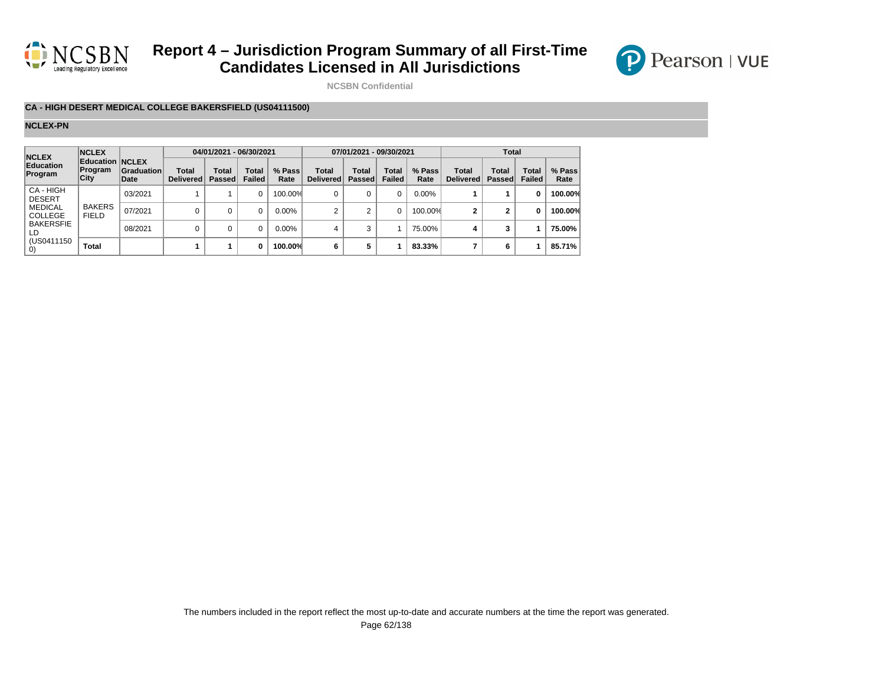# Report 4 – Jurisdiction Program Summary of all First-Time Candidates Licensed in All Jurisdictions

NCSBN Confidential

**CA - HIGH DESERT MEDICAL COLLEGE BAKERSFIELD (US04111500)**

**NCLEX-PN**

| NCLEX Education Program | NCLEX Education Program City | NCLEX Graduation Date | 04/01/2021 - 06/30/2021 | | | | 07/01/2021 - 09/30/2021 | | | | Total | | | |
|---|---|---|---|---|---|---|---|---|---|---|---|---|---|---|
| | | | Total Delivered | Total Passed | Total Failed | % Pass Rate | Total Delivered | Total Passed | Total Failed | % Pass Rate | Total Delivered | Total Passed | Total Failed | % Pass Rate |
| CA - HIGH DESERT MEDICAL COLLEGE BAKERSFIELD (US04111500) | BAKERSFIELD | 03/2021 | 1 | 1 | 0 | 100.00% | 0 | 0 | 0 | 0.00% | **1** | **1** | **0** | **100.00%** |
| | | 07/2021 | 0 | 0 | 0 | 0.00% | 2 | 2 | 0 | 100.00% | **2** | **2** | **0** | **100.00%** |
| | | 08/2021 | 0 | 0 | 0 | 0.00% | 4 | 3 | 1 | 75.00% | **4** | **3** | **1** | **75.00%** |
| | **Total** | | **1** | **1** | **0** | **100.00%** | **6** | **5** | **1** | **83.33%** | **7** | **6** | **1** | **85.71%** |

The numbers included in the report reflect the most up-to-date and accurate numbers at the time the report was generated.